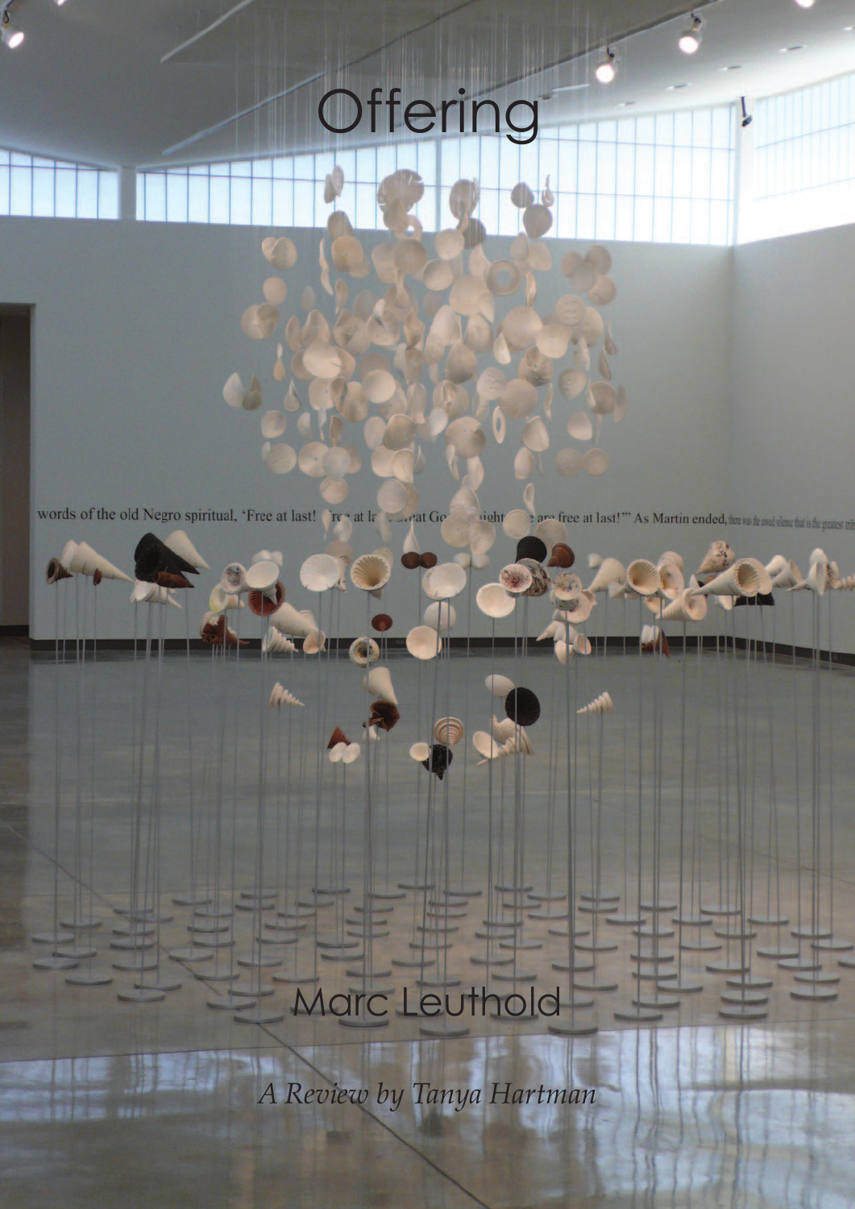# Offering

## Marc Leuthold

*A Review by Tanya Hartman*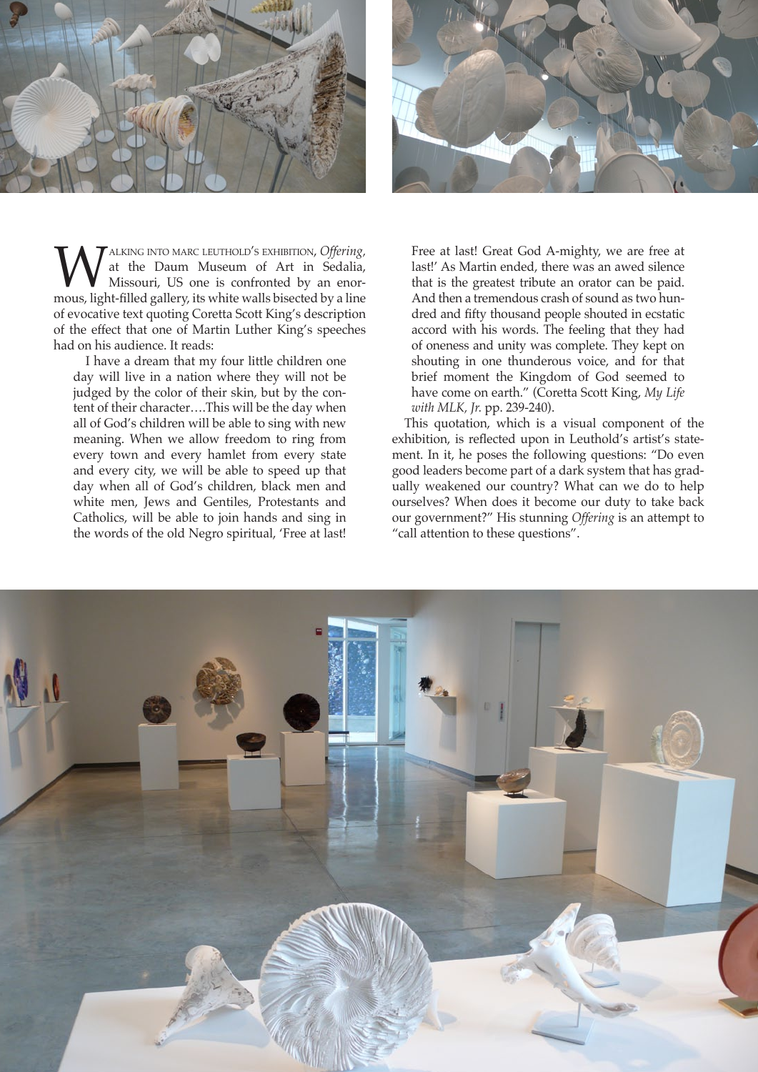Walking into Marc Leuthold's exhibition, *Offering*, at the Daum Museum of Art in Sedalia, Missouri, US one is confronted by an enormous, light-filled gallery, its white walls bisected by a line of evocative text quoting Coretta Scott King's description of the effect that one of Martin Luther King's speeches had on his audience. It reads:

> I have a dream that my four little children one day will live in a nation where they will not be judged by the color of their skin, but by the content of their character….This will be the day when all of God's children will be able to sing with new meaning. When we allow freedom to ring from every town and every hamlet from every state and every city, we will be able to speed up that day when all of God's children, black men and white men, Jews and Gentiles, Protestants and Catholics, will be able to join hands and sing in the words of the old Negro spiritual, 'Free at last! Free at last! Great God A-mighty, we are free at last!' As Martin ended, there was an awed silence that is the greatest tribute an orator can be paid. And then a tremendous crash of sound as two hundred and fifty thousand people shouted in ecstatic accord with his words. The feeling that they had of oneness and unity was complete. They kept on shouting in one thunderous voice, and for that brief moment the Kingdom of God seemed to have come on earth." (Coretta Scott King, *My Life with MLK, Jr.* pp. 239-240).

This quotation, which is a visual component of the exhibition, is reflected upon in Leuthold's artist's statement. In it, he poses the following questions: "Do even good leaders become part of a dark system that has gradually weakened our country? What can we do to help ourselves? When does it become our duty to take back our government?" His stunning *Offering* is an attempt to "call attention to these questions".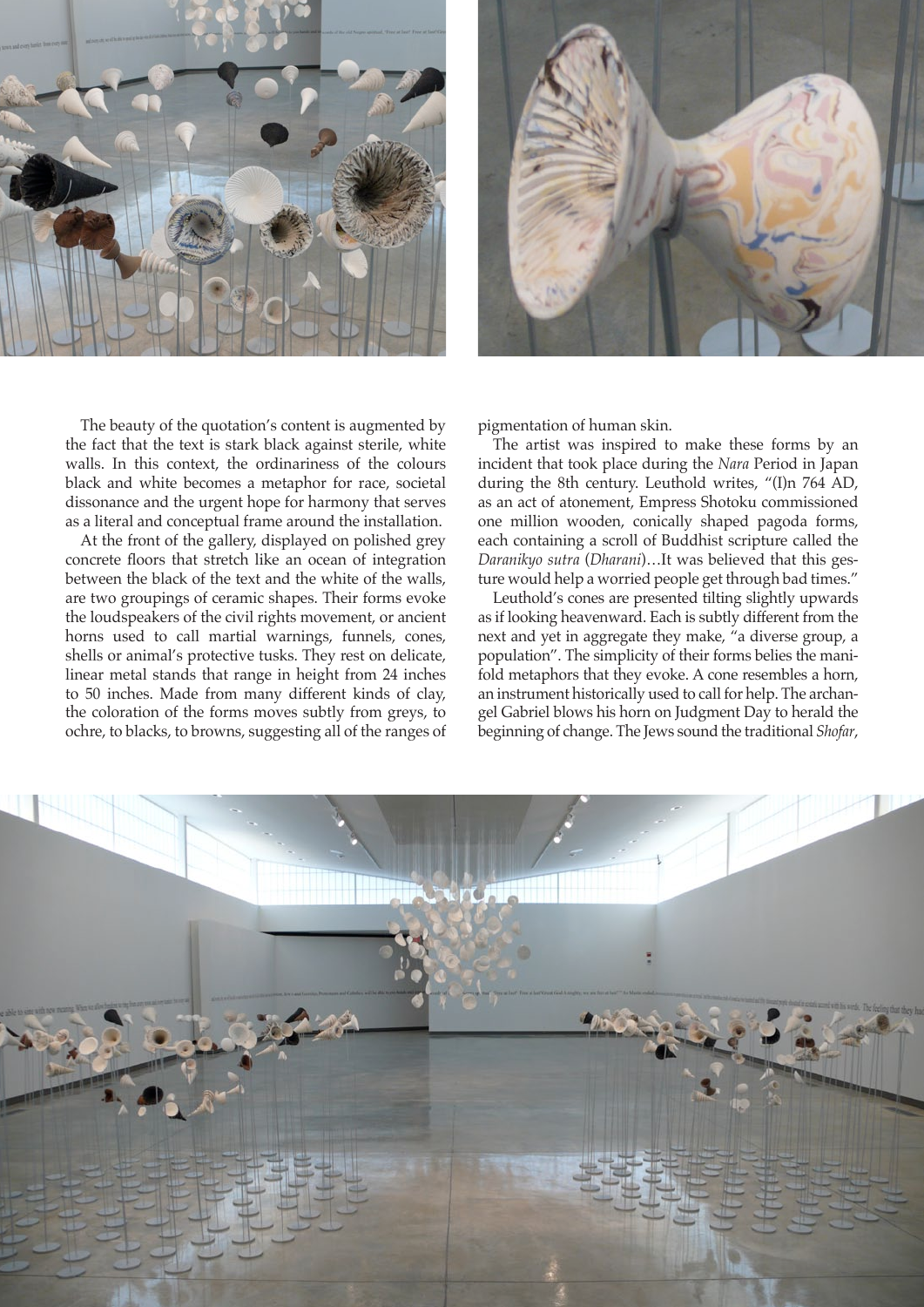The beauty of the quotation's content is augmented by the fact that the text is stark black against sterile, white walls. In this context, the ordinariness of the colours black and white becomes a metaphor for race, societal dissonance and the urgent hope for harmony that serves as a literal and conceptual frame around the installation.

At the front of the gallery, displayed on polished grey concrete floors that stretch like an ocean of integration between the black of the text and the white of the walls, are two groupings of ceramic shapes. Their forms evoke the loudspeakers of the civil rights movement, or ancient horns used to call martial warnings, funnels, cones, shells or animal's protective tusks. They rest on delicate, linear metal stands that range in height from 24 inches to 50 inches. Made from many different kinds of clay, the coloration of the forms moves subtly from greys, to ochre, to blacks, to browns, suggesting all of the ranges of pigmentation of human skin.

The artist was inspired to make these forms by an incident that took place during the *Nara* Period in Japan during the 8th century. Leuthold writes, "(I)n 764 AD, as an act of atonement, Empress Shotoku commissioned one million wooden, conically shaped pagoda forms, each containing a scroll of Buddhist scripture called the *Daranikyo sutra* (*Dharani*)…It was believed that this gesture would help a worried people get through bad times."

Leuthold's cones are presented tilting slightly upwards as if looking heavenward. Each is subtly different from the next and yet in aggregate they make, "a diverse group, a population". The simplicity of their forms belies the manifold metaphors that they evoke. A cone resembles a horn, an instrument historically used to call for help. The archangel Gabriel blows his horn on Judgment Day to herald the beginning of change. The Jews sound the traditional *Shofar*,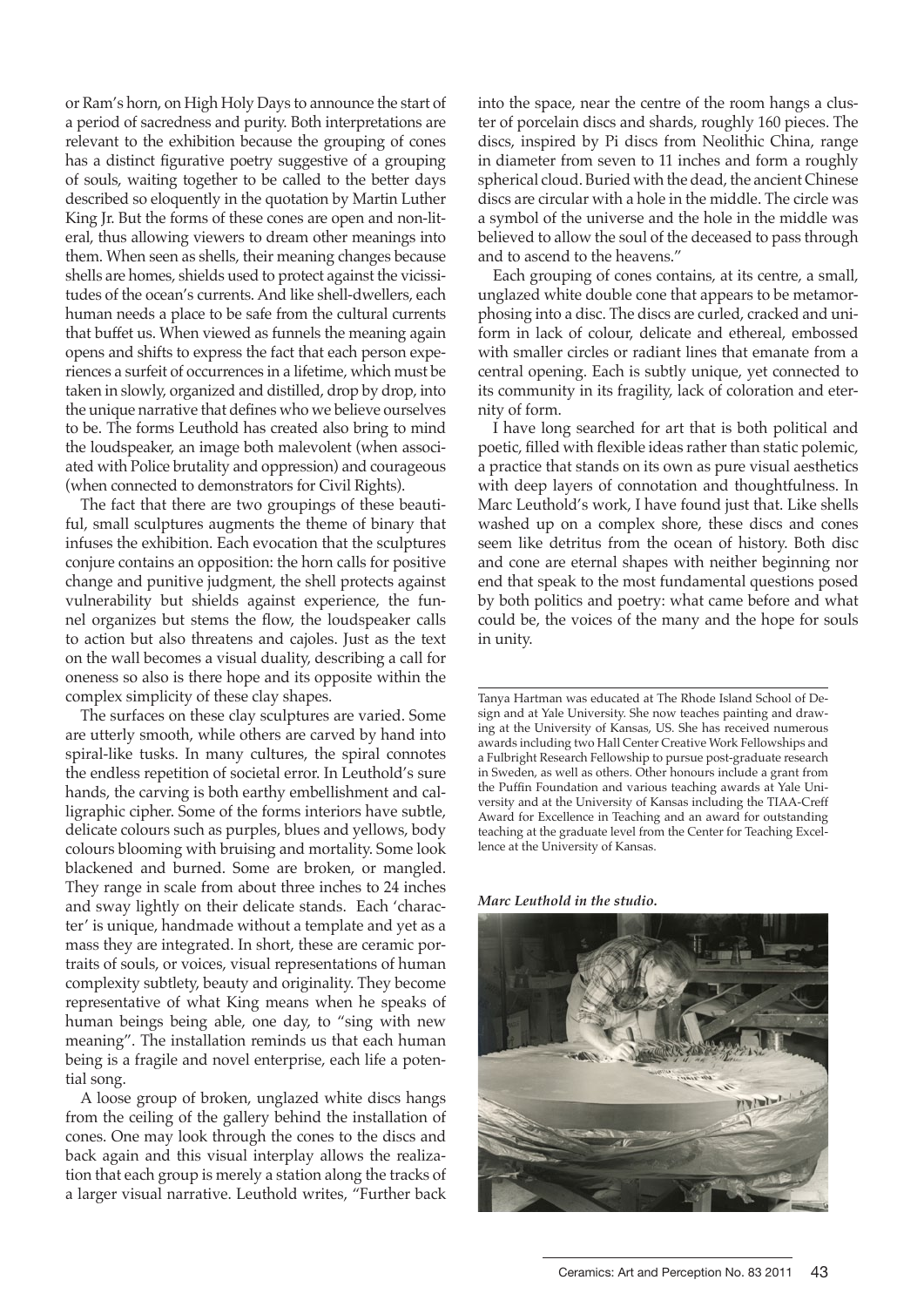or Ram's horn, on High Holy Days to announce the start of a period of sacredness and purity. Both interpretations are relevant to the exhibition because the grouping of cones has a distinct figurative poetry suggestive of a grouping of souls, waiting together to be called to the better days described so eloquently in the quotation by Martin Luther King Jr. But the forms of these cones are open and non-literal, thus allowing viewers to dream other meanings into them. When seen as shells, their meaning changes because shells are homes, shields used to protect against the vicissitudes of the ocean's currents. And like shell-dwellers, each human needs a place to be safe from the cultural currents that buffet us. When viewed as funnels the meaning again opens and shifts to express the fact that each person experiences a surfeit of occurrences in a lifetime, which must be taken in slowly, organized and distilled, drop by drop, into the unique narrative that defines who we believe ourselves to be. The forms Leuthold has created also bring to mind the loudspeaker, an image both malevolent (when associated with Police brutality and oppression) and courageous (when connected to demonstrators for Civil Rights).

The fact that there are two groupings of these beautiful, small sculptures augments the theme of binary that infuses the exhibition. Each evocation that the sculptures conjure contains an opposition: the horn calls for positive change and punitive judgment, the shell protects against vulnerability but shields against experience, the funnel organizes but stems the flow, the loudspeaker calls to action but also threatens and cajoles. Just as the text on the wall becomes a visual duality, describing a call for oneness so also is there hope and its opposite within the complex simplicity of these clay shapes.

The surfaces on these clay sculptures are varied. Some are utterly smooth, while others are carved by hand into spiral-like tusks. In many cultures, the spiral connotes the endless repetition of societal error. In Leuthold's sure hands, the carving is both earthy embellishment and calligraphic cipher. Some of the forms interiors have subtle, delicate colours such as purples, blues and yellows, body colours blooming with bruising and mortality. Some look blackened and burned. Some are broken, or mangled. They range in scale from about three inches to 24 inches and sway lightly on their delicate stands. Each 'character' is unique, handmade without a template and yet as a mass they are integrated. In short, these are ceramic portraits of souls, or voices, visual representations of human complexity subtlety, beauty and originality. They become representative of what King means when he speaks of human beings being able, one day, to "sing with new meaning". The installation reminds us that each human being is a fragile and novel enterprise, each life a potential song.

A loose group of broken, unglazed white discs hangs from the ceiling of the gallery behind the installation of cones. One may look through the cones to the discs and back again and this visual interplay allows the realization that each group is merely a station along the tracks of a larger visual narrative. Leuthold writes, "Further back into the space, near the centre of the room hangs a cluster of porcelain discs and shards, roughly 160 pieces. The discs, inspired by Pi discs from Neolithic China, range in diameter from seven to 11 inches and form a roughly spherical cloud. Buried with the dead, the ancient Chinese discs are circular with a hole in the middle. The circle was a symbol of the universe and the hole in the middle was believed to allow the soul of the deceased to pass through and to ascend to the heavens."

Each grouping of cones contains, at its centre, a small, unglazed white double cone that appears to be metamorphosing into a disc. The discs are curled, cracked and uniform in lack of colour, delicate and ethereal, embossed with smaller circles or radiant lines that emanate from a central opening. Each is subtly unique, yet connected to its community in its fragility, lack of coloration and eternity of form.

I have long searched for art that is both political and poetic, filled with flexible ideas rather than static polemic, a practice that stands on its own as pure visual aesthetics with deep layers of connotation and thoughtfulness. In Marc Leuthold's work, I have found just that. Like shells washed up on a complex shore, these discs and cones seem like detritus from the ocean of history. Both disc and cone are eternal shapes with neither beginning nor end that speak to the most fundamental questions posed by both politics and poetry: what came before and what could be, the voices of the many and the hope for souls in unity.

---

Tanya Hartman was educated at The Rhode Island School of Design and at Yale University. She now teaches painting and drawing at the University of Kansas, US. She has received numerous awards including two Hall Center Creative Work Fellowships and a Fulbright Research Fellowship to pursue post-graduate research in Sweden, as well as others. Other honours include a grant from the Puffin Foundation and various teaching awards at Yale University and at the University of Kansas including the TIAA-Creff Award for Excellence in Teaching and an award for outstanding teaching at the graduate level from the Center for Teaching Excellence at the University of Kansas.

***Marc Leuthold in the studio.***